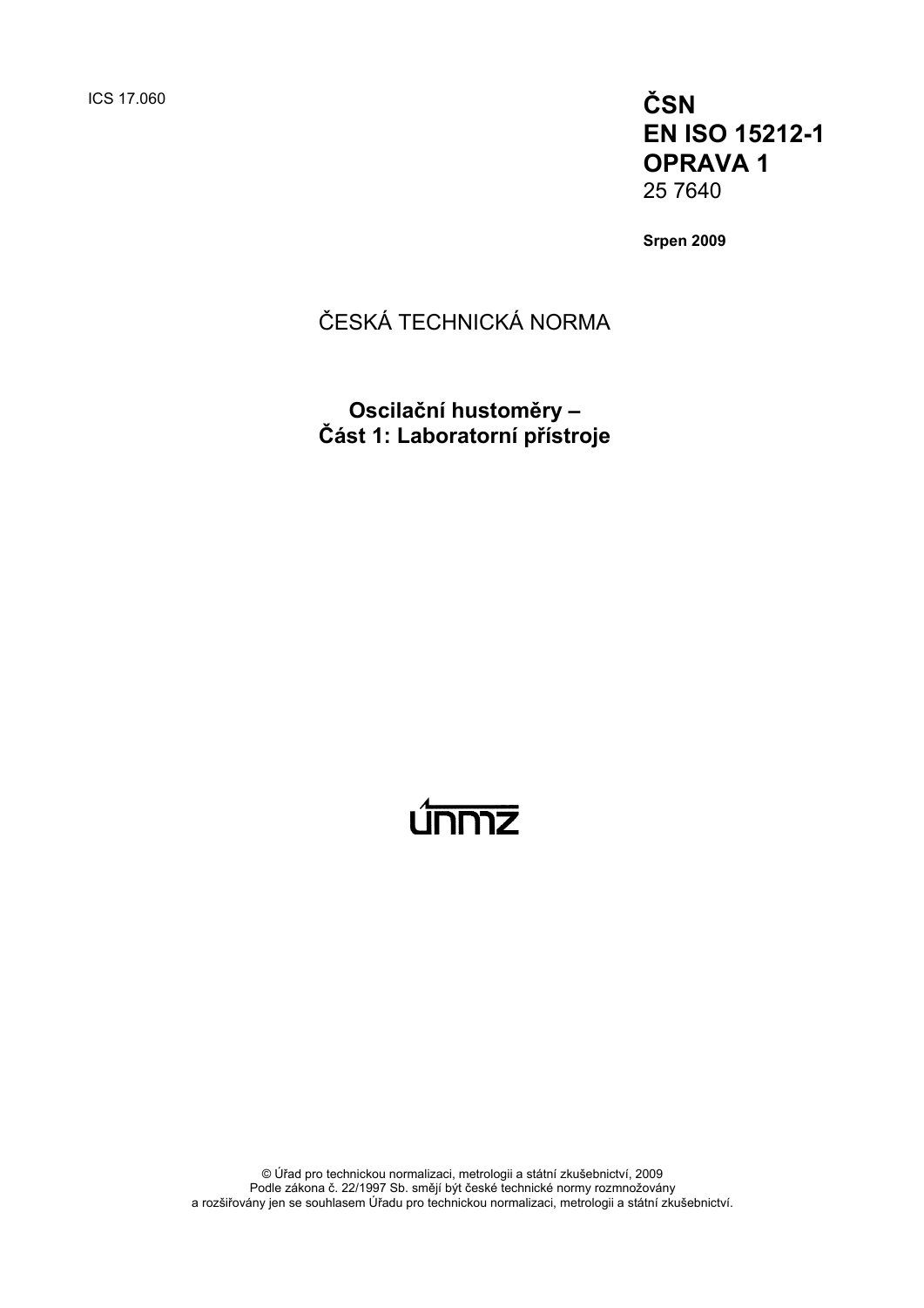ICS 17.060

**ČSN**
**EN ISO 15212-1**
**OPRAVA 1**
25 7640

**Srpen 2009**

ČESKÁ TECHNICKÁ NORMA

**Oscilační hustoměry –**
**Část 1: Laboratorní přístroje**

© Úřad pro technickou normalizaci, metrologii a státní zkušebnictví, 2009
Podle zákona č. 22/1997 Sb. smějí být české technické normy rozmnožovány
a rozšiřovány jen se souhlasem Úřadu pro technickou normalizaci, metrologii a státní zkušebnictví.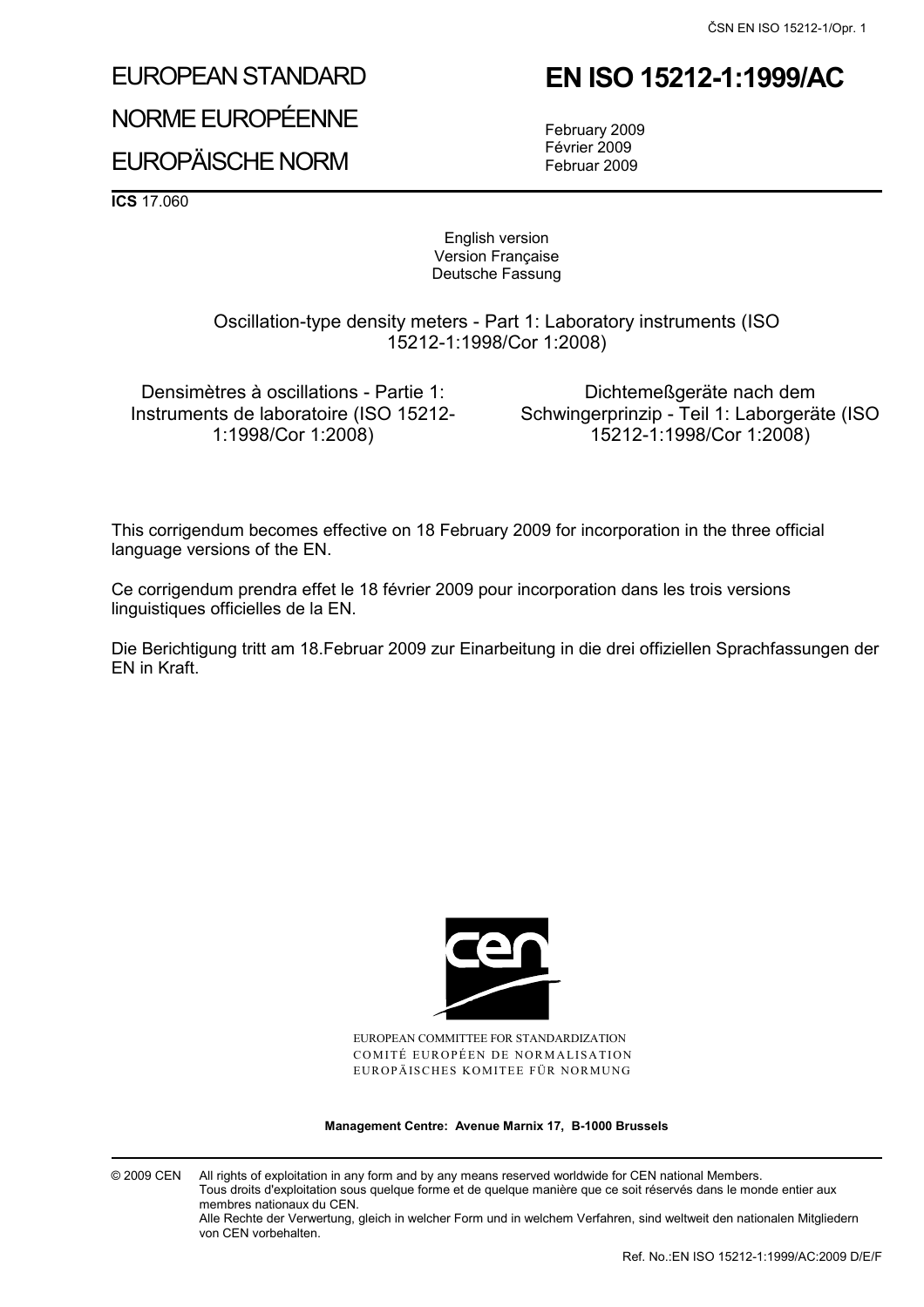# EUROPEAN STANDARD

# NORME EUROPÉENNE

# EUROPÄISCHE NORM

# EN ISO 15212-1:1999/AC

February 2009
Février 2009
Februar 2009

**ICS** 17.060

English version
Version Française
Deutsche Fassung

Oscillation-type density meters - Part 1: Laboratory instruments (ISO 15212-1:1998/Cor 1:2008)

Densimètres à oscillations - Partie 1: Instruments de laboratoire (ISO 15212-1:1998/Cor 1:2008)

Dichtemeßgeräte nach dem Schwingerprinzip - Teil 1: Laborgeräte (ISO 15212-1:1998/Cor 1:2008)

This corrigendum becomes effective on 18 February 2009 for incorporation in the three official language versions of the EN.

Ce corrigendum prendra effet le 18 février 2009 pour incorporation dans les trois versions linguistiques officielles de la EN.

Die Berichtigung tritt am 18.Februar 2009 zur Einarbeitung in die drei offiziellen Sprachfassungen der EN in Kraft.

EUROPEAN COMMITTEE FOR STANDARDIZATION
COMITÉ EUROPÉEN DE NORMALISATION
EUROPÄISCHES KOMITEE FÜR NORMUNG

**Management Centre: Avenue Marnix 17, B-1000 Brussels**

© 2009 CEN All rights of exploitation in any form and by any means reserved worldwide for CEN national Members.
Tous droits d'exploitation sous quelque forme et de quelque manière que ce soit réservés dans le monde entier aux membres nationaux du CEN.
Alle Rechte der Verwertung, gleich in welcher Form und in welchem Verfahren, sind weltweit den nationalen Mitgliedern von CEN vorbehalten.

Ref. No.:EN ISO 15212-1:1999/AC:2009 D/E/F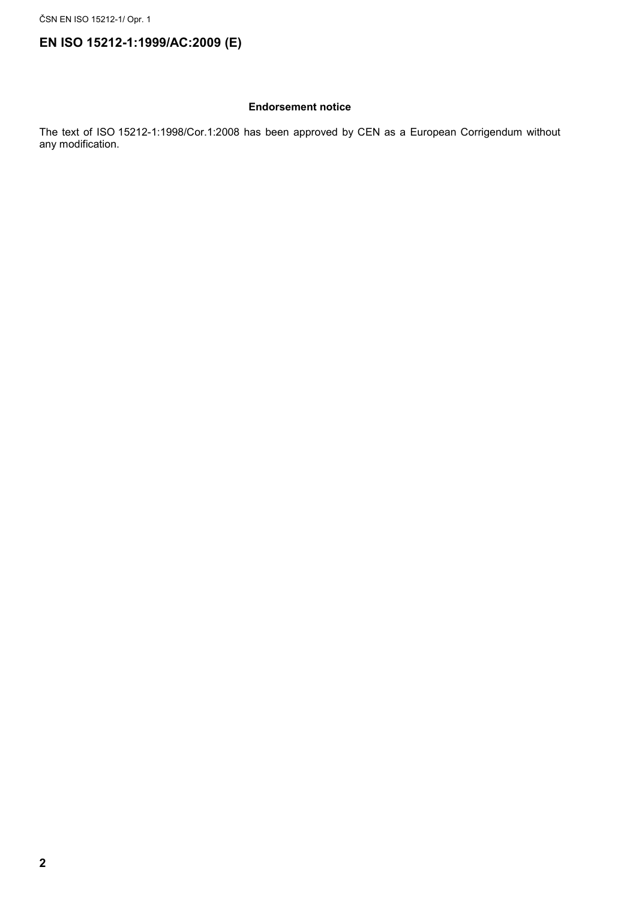# EN ISO 15212-1:1999/AC:2009 (E)

**Endorsement notice**

The text of ISO 15212-1:1998/Cor.1:2008 has been approved by CEN as a European Corrigendum without any modification.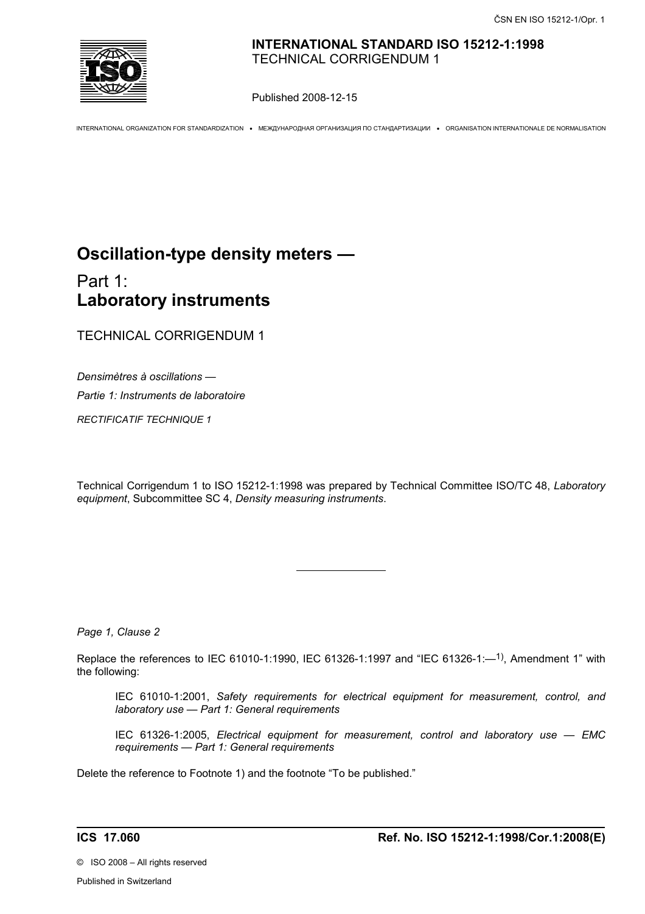**INTERNATIONAL STANDARD ISO 15212-1:1998**
TECHNICAL CORRIGENDUM 1

Published 2008-12-15

INTERNATIONAL ORGANIZATION FOR STANDARDIZATION • МЕЖДУНАРОДНАЯ ОРГАНИЗАЦИЯ ПО СТАНДАРТИЗАЦИИ • ORGANISATION INTERNATIONALE DE NORMALISATION

# Oscillation-type density meters —

## Part 1: **Laboratory instruments**

TECHNICAL CORRIGENDUM 1

*Densimètres à oscillations —*

*Partie 1: Instruments de laboratoire*

*RECTIFICATIF TECHNIQUE 1*

Technical Corrigendum 1 to ISO 15212-1:1998 was prepared by Technical Committee ISO/TC 48, *Laboratory equipment*, Subcommittee SC 4, *Density measuring instruments*.

---

*Page 1, Clause 2*

Replace the references to IEC 61010-1:1990, IEC 61326-1:1997 and "IEC 61326-1:—[1], Amendment 1" with the following:

> IEC 61010-1:2001, *Safety requirements for electrical equipment for measurement, control, and laboratory use — Part 1: General requirements*
>
> IEC 61326-1:2005, *Electrical equipment for measurement, control and laboratory use — EMC requirements — Part 1: General requirements*

Delete the reference to Footnote 1) and the footnote "To be published."

**ICS 17.060** **Ref. No. ISO 15212-1:1998/Cor.1:2008(E)**

© ISO 2008 – All rights reserved

Published in Switzerland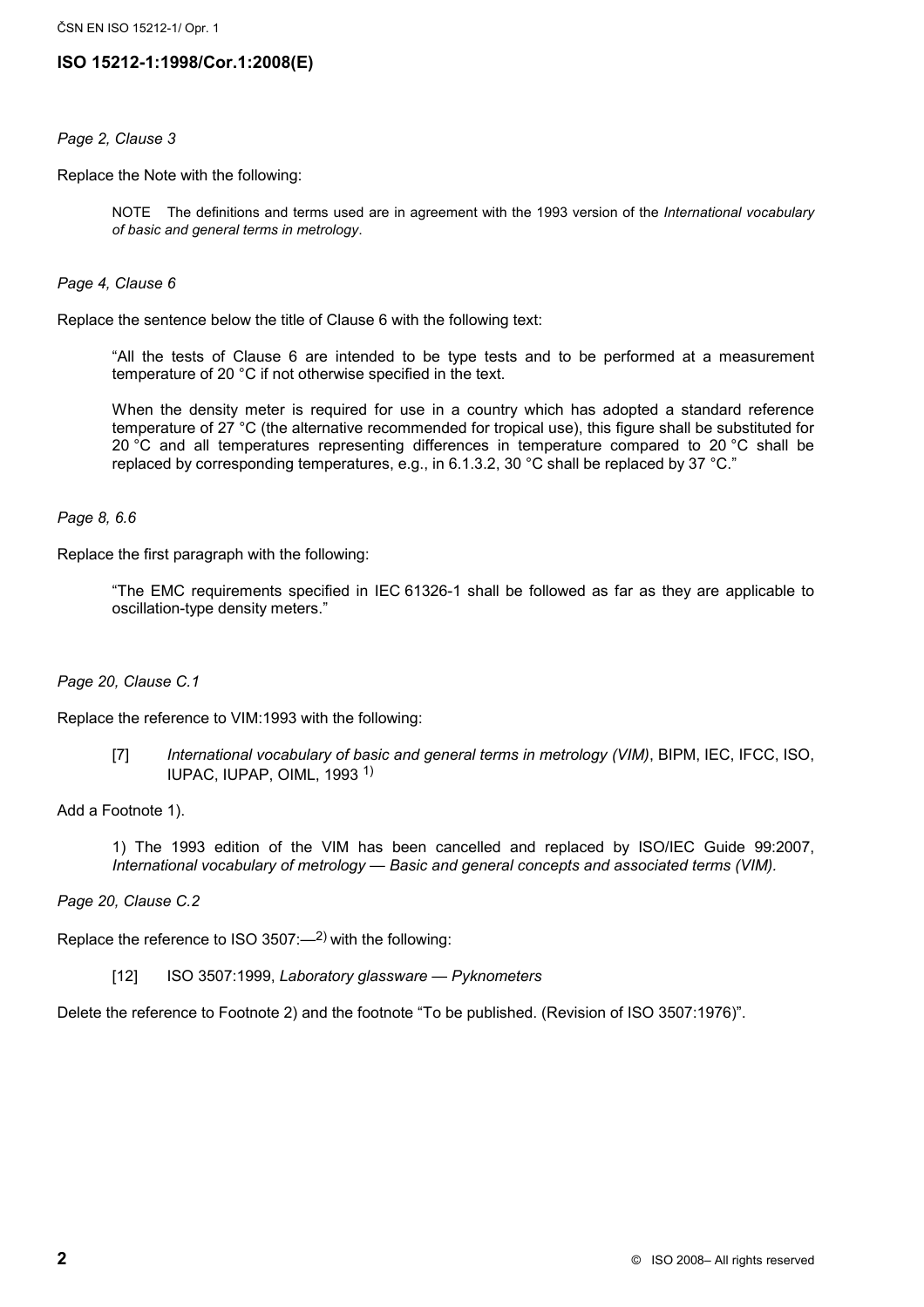*Page 2, Clause 3*

Replace the Note with the following:

> NOTE The definitions and terms used are in agreement with the 1993 version of the *International vocabulary of basic and general terms in metrology*.

*Page 4, Clause 6*

Replace the sentence below the title of Clause 6 with the following text:

> "All the tests of Clause 6 are intended to be type tests and to be performed at a measurement temperature of 20 °C if not otherwise specified in the text.
>
> When the density meter is required for use in a country which has adopted a standard reference temperature of 27 °C (the alternative recommended for tropical use), this figure shall be substituted for 20 °C and all temperatures representing differences in temperature compared to 20 °C shall be replaced by corresponding temperatures, e.g., in 6.1.3.2, 30 °C shall be replaced by 37 °C."

*Page 8, 6.6*

Replace the first paragraph with the following:

> "The EMC requirements specified in IEC 61326-1 shall be followed as far as they are applicable to oscillation-type density meters."

*Page 20, Clause C.1*

Replace the reference to VIM:1993 with the following:

> [7] *International vocabulary of basic and general terms in metrology (VIM)*, BIPM, IEC, IFCC, ISO, IUPAC, IUPAP, OIML, 1993 1)

Add a Footnote 1).

> 1) The 1993 edition of the VIM has been cancelled and replaced by ISO/IEC Guide 99:2007, *International vocabulary of metrology — Basic and general concepts and associated terms (VIM)*.

*Page 20, Clause C.2*

Replace the reference to ISO 3507:—2) with the following:

> [12] ISO 3507:1999, *Laboratory glassware — Pyknometers*

Delete the reference to Footnote 2) and the footnote "To be published. (Revision of ISO 3507:1976)".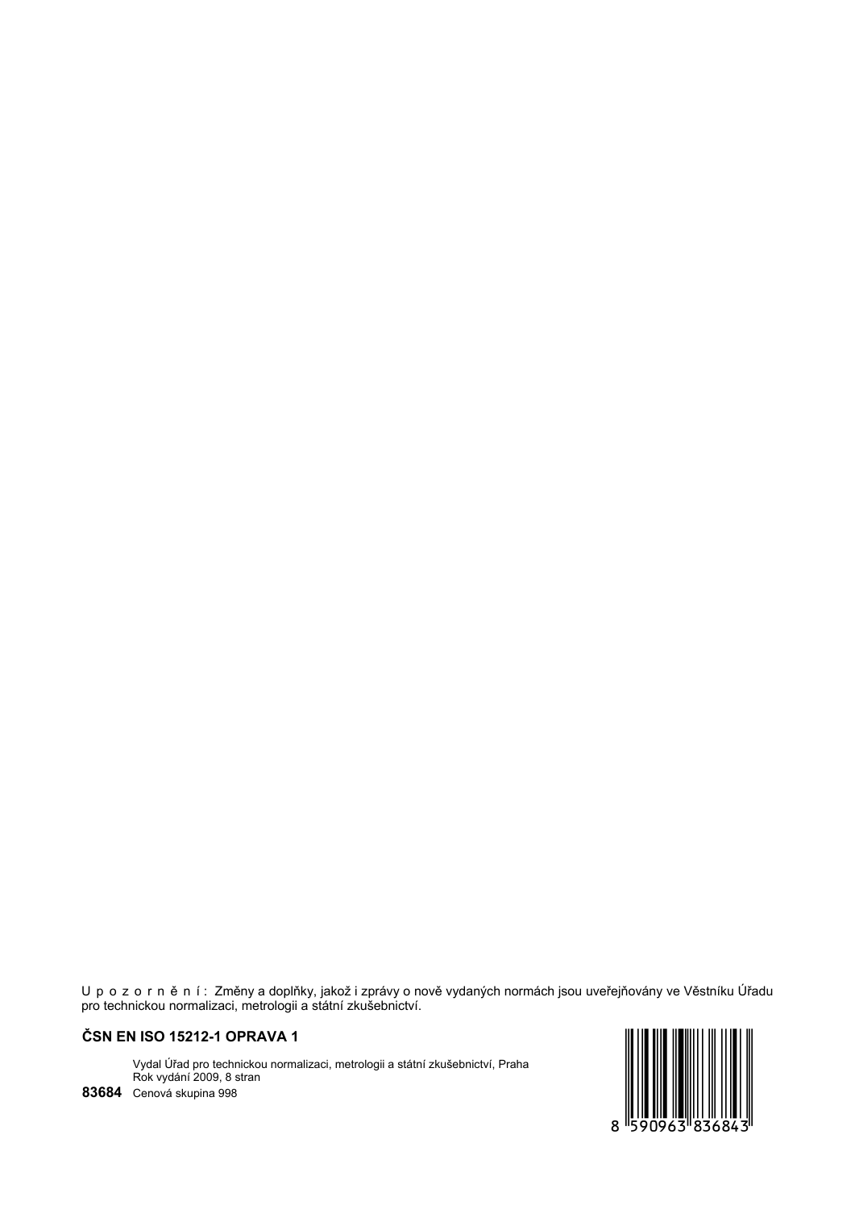Upozornění: Změny a doplňky, jakož i zprávy o nově vydaných normách jsou uveřejňovány ve Věstníku Úřadu pro technickou normalizaci, metrologii a státní zkušebnictví.

**ČSN EN ISO 15212-1 OPRAVA 1**

Vydal Úřad pro technickou normalizaci, metrologii a státní zkušebnictví, Praha
Rok vydání 2009, 8 stran

**83684** Cenová skupina 998

8 590963 836843